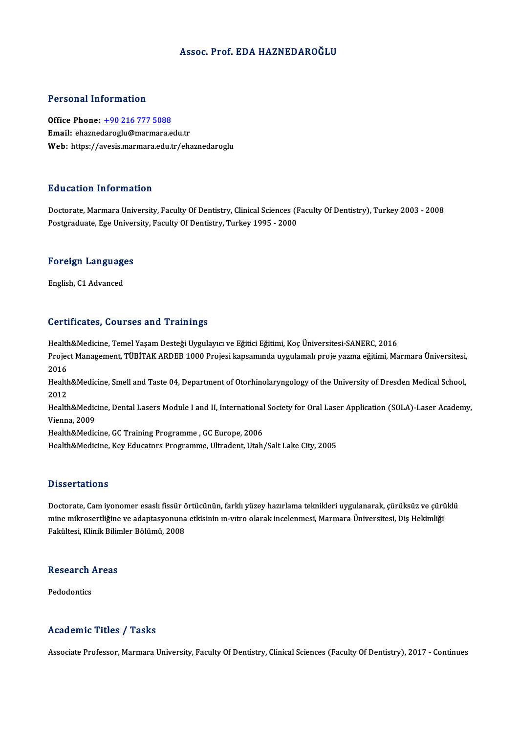# Assoc. Prof. EDA HAZNEDAROĞLU

## Personal Information

**Office Phone:** +90 216 777 5088
**Email:** ehaznedaroglu@marmara.edu.tr
**Web:** https://avesis.marmara.edu.tr/ehaznedaroglu

## Education Information

Doctorate, Marmara University, Faculty Of Dentistry, Clinical Sciences (Faculty Of Dentistry), Turkey 2003 - 2008
Postgraduate, Ege University, Faculty Of Dentistry, Turkey 1995 - 2000

## Foreign Languages

English, C1 Advanced

## Certificates, Courses and Trainings

Health&Medicine, Temel Yaşam Desteği Uygulayıcı ve Eğitici Eğitimi, Koç Üniversitesi-SANERC, 2016
Project Management, TÜBİTAK ARDEB 1000 Projesi kapsamında uygulamalı proje yazma eğitimi, Marmara Üniversitesi, 2016
Health&Medicine, Smell and Taste 04, Department of Otorhinolaryngology of the University of Dresden Medical School, 2012
Health&Medicine, Dental Lasers Module I and II, International Society for Oral Laser Application (SOLA)-Laser Academy, Vienna, 2009
Health&Medicine, GC Training Programme , GC Europe, 2006
Health&Medicine, Key Educators Programme, Ultradent, Utah/Salt Lake City, 2005

## Dissertations

Doctorate, Cam iyonomer esaslı fissür örtücünün, farklı yüzey hazırlama teknikleri uygulanarak, çürüksüz ve çürüklü mine mikrosertliğine ve adaptasyonuna etkisinin ın-vıtro olarak incelenmesi, Marmara Üniversitesi, Diş Hekimliği Fakültesi, Klinik Bilimler Bölümü, 2008

## Research Areas

Pedodontics

## Academic Titles / Tasks

Associate Professor, Marmara University, Faculty Of Dentistry, Clinical Sciences (Faculty Of Dentistry), 2017 - Continues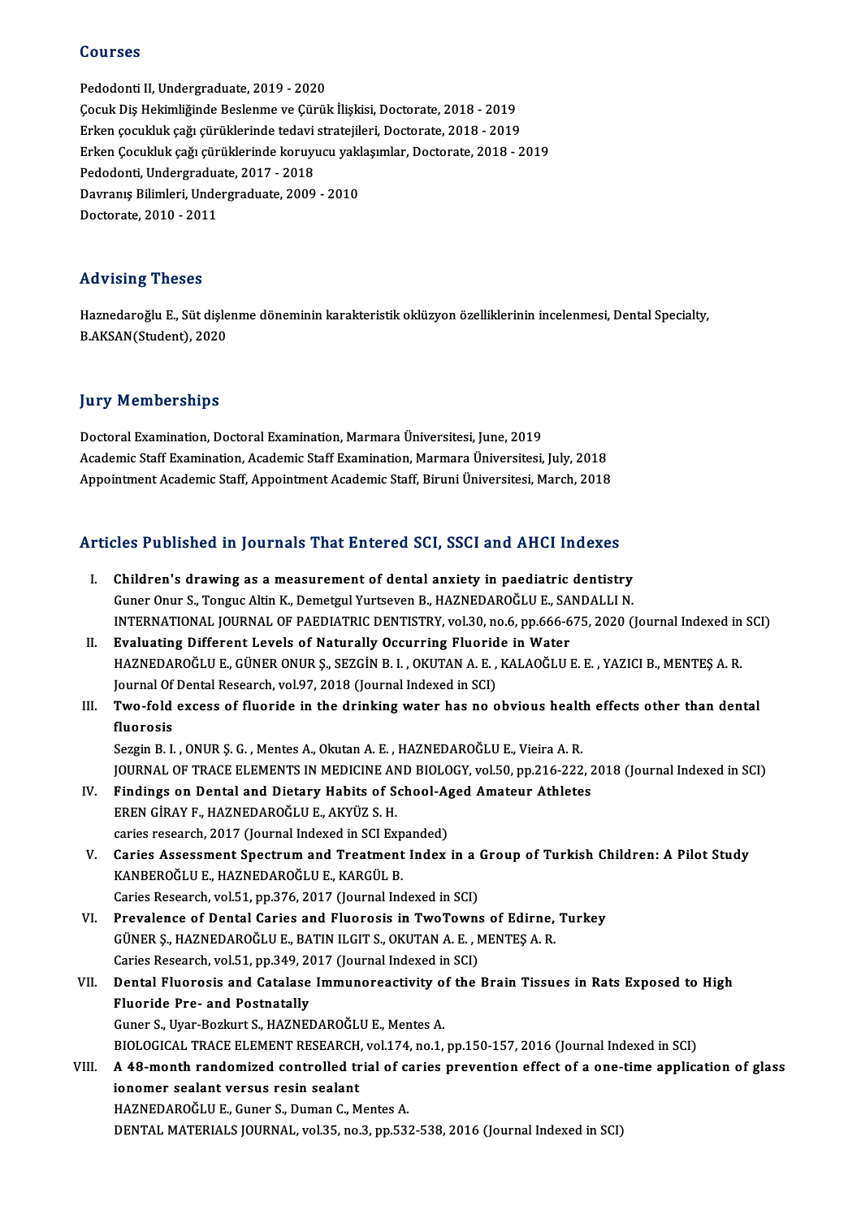## Courses

Pedodonti II, Undergraduate, 2019 - 2020
Çocuk Diş Hekimliğinde Beslenme ve Çürük İlişkisi, Doctorate, 2018 - 2019
Erken çocukluk çağı çürüklerinde tedavi stratejileri, Doctorate, 2018 - 2019
Erken Çocukluk çağı çürüklerinde koruyucu yaklaşımlar, Doctorate, 2018 - 2019
Pedodonti, Undergraduate, 2017 - 2018
Davranış Bilimleri, Undergraduate, 2009 - 2010
Doctorate, 2010 - 2011

## Advising Theses

Haznedaroğlu E., Süt dişlenme döneminin karakteristik oklüzyon özelliklerinin incelenmesi, Dental Specialty, B.AKSAN(Student), 2020

## Jury Memberships

Doctoral Examination, Doctoral Examination, Marmara Üniversitesi, June, 2019
Academic Staff Examination, Academic Staff Examination, Marmara Üniversitesi, July, 2018
Appointment Academic Staff, Appointment Academic Staff, Biruni Üniversitesi, March, 2018

## Articles Published in Journals That Entered SCI, SSCI and AHCI Indexes

I. **Children's drawing as a measurement of dental anxiety in paediatric dentistry**
Guner Onur S., Tonguc Altin K., Demetgul Yurtseven B., HAZNEDAROĞLU E., SANDALLI N.
INTERNATIONAL JOURNAL OF PAEDIATRIC DENTISTRY, vol.30, no.6, pp.666-675, 2020 (Journal Indexed in SCI)

II. **Evaluating Different Levels of Naturally Occurring Fluoride in Water**
HAZNEDAROĞLU E., GÜNER ONUR Ş., SEZGİN B. I. , OKUTAN A. E. , KALAOĞLU E. E. , YAZICI B., MENTEŞ A. R.
Journal Of Dental Research, vol.97, 2018 (Journal Indexed in SCI)

III. **Two-fold excess of fluoride in the drinking water has no obvious health effects other than dental fluorosis**
Sezgin B. I. , ONUR Ş. G. , Mentes A., Okutan A. E. , HAZNEDAROĞLU E., Vieira A. R.
JOURNAL OF TRACE ELEMENTS IN MEDICINE AND BIOLOGY, vol.50, pp.216-222, 2018 (Journal Indexed in SCI)

IV. **Findings on Dental and Dietary Habits of School-Aged Amateur Athletes**
EREN GİRAY F., HAZNEDAROĞLU E., AKYÜZ S. H.
caries research, 2017 (Journal Indexed in SCI Expanded)

V. **Caries Assessment Spectrum and Treatment Index in a Group of Turkish Children: A Pilot Study**
KANBEROĞLU E., HAZNEDAROĞLU E., KARGÜL B.
Caries Research, vol.51, pp.376, 2017 (Journal Indexed in SCI)

VI. **Prevalence of Dental Caries and Fluorosis in TwoTowns of Edirne, Turkey**
GÜNER Ş., HAZNEDAROĞLU E., BATIN ILGIT S., OKUTAN A. E. , MENTEŞ A. R.
Caries Research, vol.51, pp.349, 2017 (Journal Indexed in SCI)

VII. **Dental Fluorosis and Catalase Immunoreactivity of the Brain Tissues in Rats Exposed to High Fluoride Pre- and Postnatally**
Guner S., Uyar-Bozkurt S., HAZNEDAROĞLU E., Mentes A.
BIOLOGICAL TRACE ELEMENT RESEARCH, vol.174, no.1, pp.150-157, 2016 (Journal Indexed in SCI)

VIII. **A 48-month randomized controlled trial of caries prevention effect of a one-time application of glass ionomer sealant versus resin sealant**
HAZNEDAROĞLU E., Guner S., Duman C., Mentes A.
DENTAL MATERIALS JOURNAL, vol.35, no.3, pp.532-538, 2016 (Journal Indexed in SCI)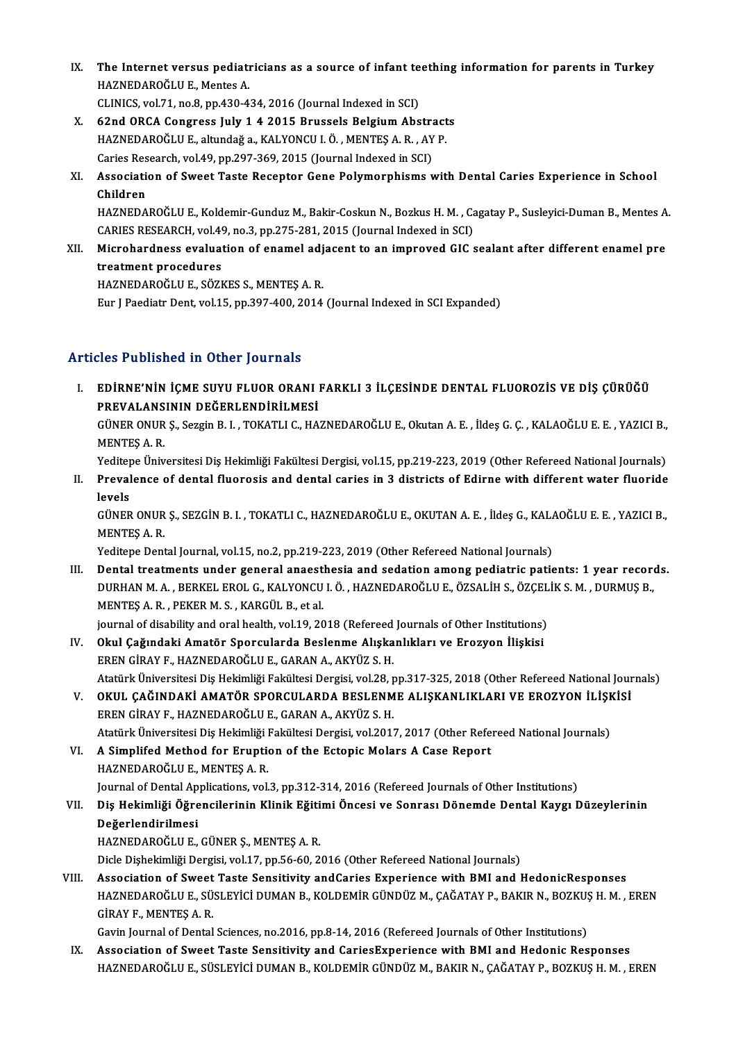IX. **The Internet versus pediatricians as a source of infant teething information for parents in Turkey**
HAZNEDAROĞLU E., Mentes A.
CLINICS, vol.71, no.8, pp.430-434, 2016 (Journal Indexed in SCI)

X. **62nd ORCA Congress July 1 4 2015 Brussels Belgium Abstracts**
HAZNEDAROĞLU E., altundağ a., KALYONCU I. Ö. , MENTEŞ A. R. , AY P.
Caries Research, vol.49, pp.297-369, 2015 (Journal Indexed in SCI)

XI. **Association of Sweet Taste Receptor Gene Polymorphisms with Dental Caries Experience in School Children**
HAZNEDAROĞLU E., Koldemir-Gunduz M., Bakir-Coskun N., Bozkus H. M. , Cagatay P., Susleyici-Duman B., Mentes A.
CARIES RESEARCH, vol.49, no.3, pp.275-281, 2015 (Journal Indexed in SCI)

XII. **Microhardness evaluation of enamel adjacent to an improved GIC sealant after different enamel pre treatment procedures**
HAZNEDAROĞLU E., SÖZKES S., MENTEŞ A. R.
Eur J Paediatr Dent, vol.15, pp.397-400, 2014 (Journal Indexed in SCI Expanded)

## Articles Published in Other Journals

I. **EDİRNE'NİN İÇME SUYU FLUOR ORANI FARKLI 3 İLÇESİNDE DENTAL FLUOROZİS VE DİŞ ÇÜRÜĞÜ PREVALANSININ DEĞERLENDİRİLMESİ**
GÜNER ONUR Ş., Sezgin B. I. , TOKATLI C., HAZNEDAROĞLU E., Okutan A. E. , İldeş G. Ç. , KALAOĞLU E. E. , YAZICI B., MENTEŞ A. R.
Yeditepe Üniversitesi Diş Hekimliği Fakültesi Dergisi, vol.15, pp.219-223, 2019 (Other Refereed National Journals)

II. **Prevalence of dental fluorosis and dental caries in 3 districts of Edirne with different water fluoride levels**
GÜNER ONUR Ş., SEZGİN B. I. , TOKATLI C., HAZNEDAROĞLU E., OKUTAN A. E. , İldeş G., KALAOĞLU E. E. , YAZICI B., MENTEŞ A. R.
Yeditepe Dental Journal, vol.15, no.2, pp.219-223, 2019 (Other Refereed National Journals)

III. **Dental treatments under general anaesthesia and sedation among pediatric patients: 1 year records.**
DURHAN M. A. , BERKEL EROL G., KALYONCU I. Ö. , HAZNEDAROĞLU E., ÖZSALİH S., ÖZÇELİK S. M. , DURMUŞ B., MENTEŞ A. R. , PEKER M. S. , KARGÜL B., et al.
journal of disability and oral health, vol.19, 2018 (Refereed Journals of Other Institutions)

IV. **Okul Çağındaki Amatör Sporcularda Beslenme Alışkanlıkları ve Erozyon İlişkisi**
EREN GİRAY F., HAZNEDAROĞLU E., GARAN A., AKYÜZ S. H.
Atatürk Üniversitesi Diş Hekimliği Fakültesi Dergisi, vol.28, pp.317-325, 2018 (Other Refereed National Journals)

V. **OKUL ÇAĞINDAKİ AMATÖR SPORCULARDA BESLENME ALIŞKANLIKLARI VE EROZYON İLİŞKİSİ**
EREN GİRAY F., HAZNEDAROĞLU E., GARAN A., AKYÜZ S. H.
Atatürk Üniversitesi Diş Hekimliği Fakültesi Dergisi, vol.2017, 2017 (Other Refereed National Journals)

VI. **A Simplifed Method for Eruption of the Ectopic Molars A Case Report**
HAZNEDAROĞLU E., MENTEŞ A. R.
Journal of Dental Applications, vol.3, pp.312-314, 2016 (Refereed Journals of Other Institutions)

VII. **Diş Hekimliği Öğrencilerinin Klinik Eğitimi Öncesi ve Sonrası Dönemde Dental Kaygı Düzeylerinin Değerlendirilmesi**
HAZNEDAROĞLU E., GÜNER Ş., MENTEŞ A. R.
Dicle Dişhekimliği Dergisi, vol.17, pp.56-60, 2016 (Other Refereed National Journals)

VIII. **Association of Sweet Taste Sensitivity andCaries Experience with BMI and HedonicResponses**
HAZNEDAROĞLU E., SÜSLEYİCİ DUMAN B., KOLDEMİR GÜNDÜZ M., ÇAĞATAY P., BAKIR N., BOZKUŞ H. M. , EREN GİRAY F., MENTEŞ A. R.
Gavin Journal of Dental Sciences, no.2016, pp.8-14, 2016 (Refereed Journals of Other Institutions)

IX. **Association of Sweet Taste Sensitivity and CariesExperience with BMI and Hedonic Responses**
HAZNEDAROĞLU E., SÜSLEYİCİ DUMAN B., KOLDEMİR GÜNDÜZ M., BAKIR N., ÇAĞATAY P., BOZKUŞ H. M. , EREN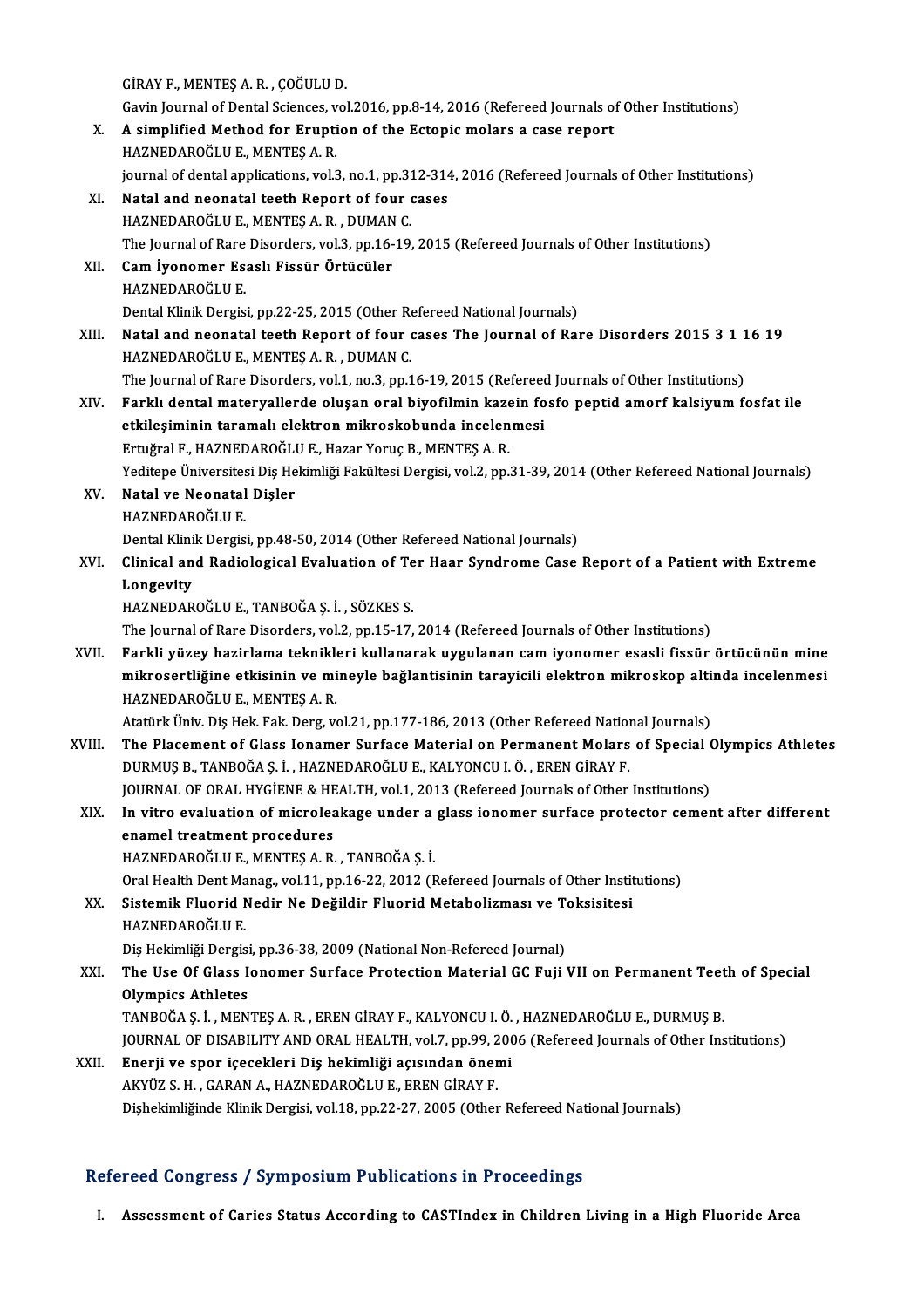GİRAY F., MENTEŞ A. R. , ÇOĞULU D.
Gavin Journal of Dental Sciences, vol.2016, pp.8-14, 2016 (Refereed Journals of Other Institutions)

X. **A simplified Method for Eruption of the Ectopic molars a case report**
HAZNEDAROĞLU E., MENTEŞ A. R.
journal of dental applications, vol.3, no.1, pp.312-314, 2016 (Refereed Journals of Other Institutions)

XI. **Natal and neonatal teeth Report of four cases**
HAZNEDAROĞLU E., MENTEŞ A. R. , DUMAN C.
The Journal of Rare Disorders, vol.3, pp.16-19, 2015 (Refereed Journals of Other Institutions)

XII. **Cam İyonomer Esaslı Fissür Örtücüler**
HAZNEDAROĞLU E.
Dental Klinik Dergisi, pp.22-25, 2015 (Other Refereed National Journals)

XIII. **Natal and neonatal teeth Report of four cases The Journal of Rare Disorders 2015 3 1 16 19**
HAZNEDAROĞLU E., MENTEŞ A. R. , DUMAN C.
The Journal of Rare Disorders, vol.1, no.3, pp.16-19, 2015 (Refereed Journals of Other Institutions)

XIV. **Farklı dental materyallerde oluşan oral biyofilmin kazein fosfo peptid amorf kalsiyum fosfat ile etkileşiminin taramalı elektron mikroskobunda incelenmesi**
Ertuğral F., HAZNEDAROĞLU E., Hazar Yoruç B., MENTEŞ A. R.
Yeditepe Üniversitesi Diş Hekimliği Fakültesi Dergisi, vol.2, pp.31-39, 2014 (Other Refereed National Journals)

XV. **Natal ve Neonatal Dişler**
HAZNEDAROĞLU E.
Dental Klinik Dergisi, pp.48-50, 2014 (Other Refereed National Journals)

XVI. **Clinical and Radiological Evaluation of Ter Haar Syndrome Case Report of a Patient with Extreme Longevity**
HAZNEDAROĞLU E., TANBOĞA Ş. İ. , SÖZKES S.
The Journal of Rare Disorders, vol.2, pp.15-17, 2014 (Refereed Journals of Other Institutions)

XVII. **Farkli yüzey hazirlama teknikleri kullanarak uygulanan cam iyonomer esasli fissür örtücünün mine mikrosertliğine etkisinin ve mineyle bağlantisinin tarayicili elektron mikroskop altinda incelenmesi**
HAZNEDAROĞLU E., MENTEŞ A. R.
Atatürk Üniv. Diş Hek. Fak. Derg, vol.21, pp.177-186, 2013 (Other Refereed National Journals)

XVIII. **The Placement of Glass Ionamer Surface Material on Permanent Molars of Special Olympics Athletes**
DURMUŞ B., TANBOĞA Ş. İ. , HAZNEDAROĞLU E., KALYONCU I. Ö. , EREN GİRAY F.
JOURNAL OF ORAL HYGİENE & HEALTH, vol.1, 2013 (Refereed Journals of Other Institutions)

XIX. **In vitro evaluation of microleakage under a glass ionomer surface protector cement after different enamel treatment procedures**
HAZNEDAROĞLU E., MENTEŞ A. R. , TANBOĞA Ş. İ.
Oral Health Dent Manag., vol.11, pp.16-22, 2012 (Refereed Journals of Other Institutions)

XX. **Sistemik Fluorid Nedir Ne Değildir Fluorid Metabolizması ve Toksisitesi**
HAZNEDAROĞLU E.
Diş Hekimliği Dergisi, pp.36-38, 2009 (National Non-Refereed Journal)

XXI. **The Use Of Glass Ionomer Surface Protection Material GC Fuji VII on Permanent Teeth of Special Olympics Athletes**
TANBOĞA Ş. İ. , MENTEŞ A. R. , EREN GİRAY F., KALYONCU I. Ö. , HAZNEDAROĞLU E., DURMUŞ B.
JOURNAL OF DISABILITY AND ORAL HEALTH, vol.7, pp.99, 2006 (Refereed Journals of Other Institutions)

XXII. **Enerji ve spor içecekleri Diş hekimliği açısından önemi**
AKYÜZ S. H. , GARAN A., HAZNEDAROĞLU E., EREN GİRAY F.
Dişhekimliğinde Klinik Dergisi, vol.18, pp.22-27, 2005 (Other Refereed National Journals)

## Refereed Congress / Symposium Publications in Proceedings

I. **Assessment of Caries Status According to CASTIndex in Children Living in a High Fluoride Area**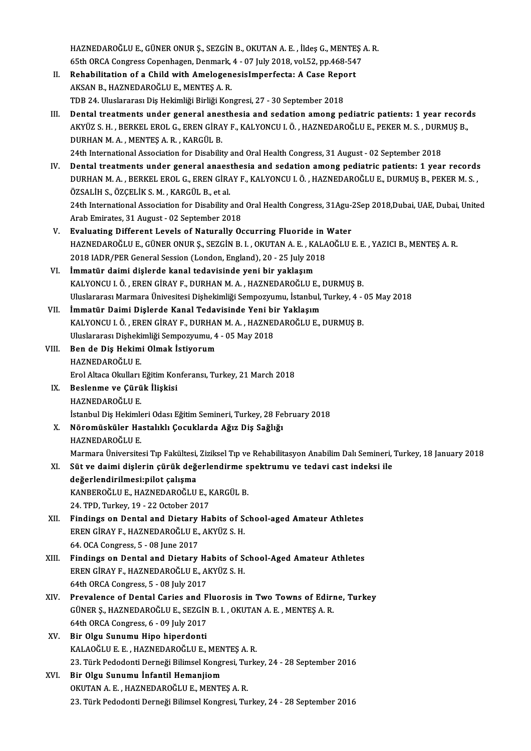HAZNEDAROĞLU E., GÜNER ONUR Ş., SEZGİN B., OKUTAN A. E. , İldeş G., MENTEŞ A. R.
65th ORCA Congress Copenhagen, Denmark, 4 - 07 July 2018, vol.52, pp.468-547

II. **Rehabilitation of a Child with AmelogenesisImperfecta: A Case Report**
AKSAN B., HAZNEDAROĞLU E., MENTEŞ A. R.
TDB 24. Uluslararası Diş Hekimliği Birliği Kongresi, 27 - 30 September 2018

III. **Dental treatments under general anesthesia and sedation among pediatric patients: 1 year records**
AKYÜZ S. H. , BERKEL EROL G., EREN GİRAY F., KALYONCU I. Ö. , HAZNEDAROĞLU E., PEKER M. S. , DURMUŞ B., DURHAN M. A. , MENTEŞ A. R. , KARGÜL B.
24th International Association for Disability and Oral Health Congress, 31 August - 02 September 2018

IV. **Dental treatments under general anaesthesia and sedation among pediatric patients: 1 year records**
DURHAN M. A. , BERKEL EROL G., EREN GİRAY F., KALYONCU I. Ö. , HAZNEDAROĞLU E., DURMUŞ B., PEKER M. S. , ÖZSALİH S., ÖZÇELİK S. M. , KARGÜL B., et al.
24th International Association for Disability and Oral Health Congress, 31Agu-2Sep 2018,Dubai, UAE, Dubai, United Arab Emirates, 31 August - 02 September 2018

V. **Evaluating Different Levels of Naturally Occurring Fluoride in Water**
HAZNEDAROĞLU E., GÜNER ONUR Ş., SEZGİN B. I. , OKUTAN A. E. , KALAOĞLU E. E. , YAZICI B., MENTEŞ A. R.
2018 IADR/PER General Session (London, England), 20 - 25 July 2018

VI. **İmmatür daimi dişlerde kanal tedavisinde yeni bir yaklaşım**
KALYONCU I. Ö. , EREN GİRAY F., DURHAN M. A. , HAZNEDAROĞLU E., DURMUŞ B.
Uluslararası Marmara Ünivesitesi Dişhekimliği Sempozyumu, İstanbul, Turkey, 4 - 05 May 2018

VII. **İmmatür Daimi Dişlerde Kanal Tedavisinde Yeni bir Yaklaşım**
KALYONCU I. Ö. , EREN GİRAY F., DURHAN M. A. , HAZNEDAROĞLU E., DURMUŞ B.
Uluslararası Dişhekimliği Sempozyumu, 4 - 05 May 2018

VIII. **Ben de Diş Hekimi Olmak İstiyorum**
HAZNEDAROĞLU E.
Erol Altaca Okulları Eğitim Konferansı, Turkey, 21 March 2018

IX. **Beslenme ve Çürük İlişkisi**
HAZNEDAROĞLU E.
İstanbul Diş Hekimleri Odası Eğitim Semineri, Turkey, 28 February 2018

X. **Nöromüsküler Hastalıklı Çocuklarda Ağız Diş Sağlığı**
HAZNEDAROĞLU E.
Marmara Üniversitesi Tıp Fakültesi, Ziziksel Tıp ve Rehabilitasyon Anabilim Dalı Semineri, Turkey, 18 January 2018

XI. **Süt ve daimi dişlerin çürük değerlendirme spektrumu ve tedavi cast indeksi ile değerlendirilmesi:pilot çalışma**
KANBEROĞLU E., HAZNEDAROĞLU E., KARGÜL B.
24. TPD, Turkey, 19 - 22 October 2017

XII. **Findings on Dental and Dietary Habits of School-aged Amateur Athletes**
EREN GİRAY F., HAZNEDAROĞLU E., AKYÜZ S. H.
64. OCA Congress, 5 - 08 June 2017

XIII. **Findings on Dental and Dietary Habits of School-Aged Amateur Athletes**
EREN GİRAY F., HAZNEDAROĞLU E., AKYÜZ S. H.
64th ORCA Congress, 5 - 08 July 2017

XIV. **Prevalence of Dental Caries and Fluorosis in Two Towns of Edirne, Turkey**
GÜNER Ş., HAZNEDAROĞLU E., SEZGİN B. I. , OKUTAN A. E. , MENTEŞ A. R.
64th ORCA Congress, 6 - 09 July 2017

XV. **Bir Olgu Sunumu Hipo hiperdonti**
KALAOĞLU E. E. , HAZNEDAROĞLU E., MENTEŞ A. R.
23. Türk Pedodonti Derneği Bilimsel Kongresi, Turkey, 24 - 28 September 2016

XVI. **Bir Olgu Sunumu İnfantil Hemanjiom**
OKUTAN A. E. , HAZNEDAROĞLU E., MENTEŞ A. R.
23. Türk Pedodonti Derneği Bilimsel Kongresi, Turkey, 24 - 28 September 2016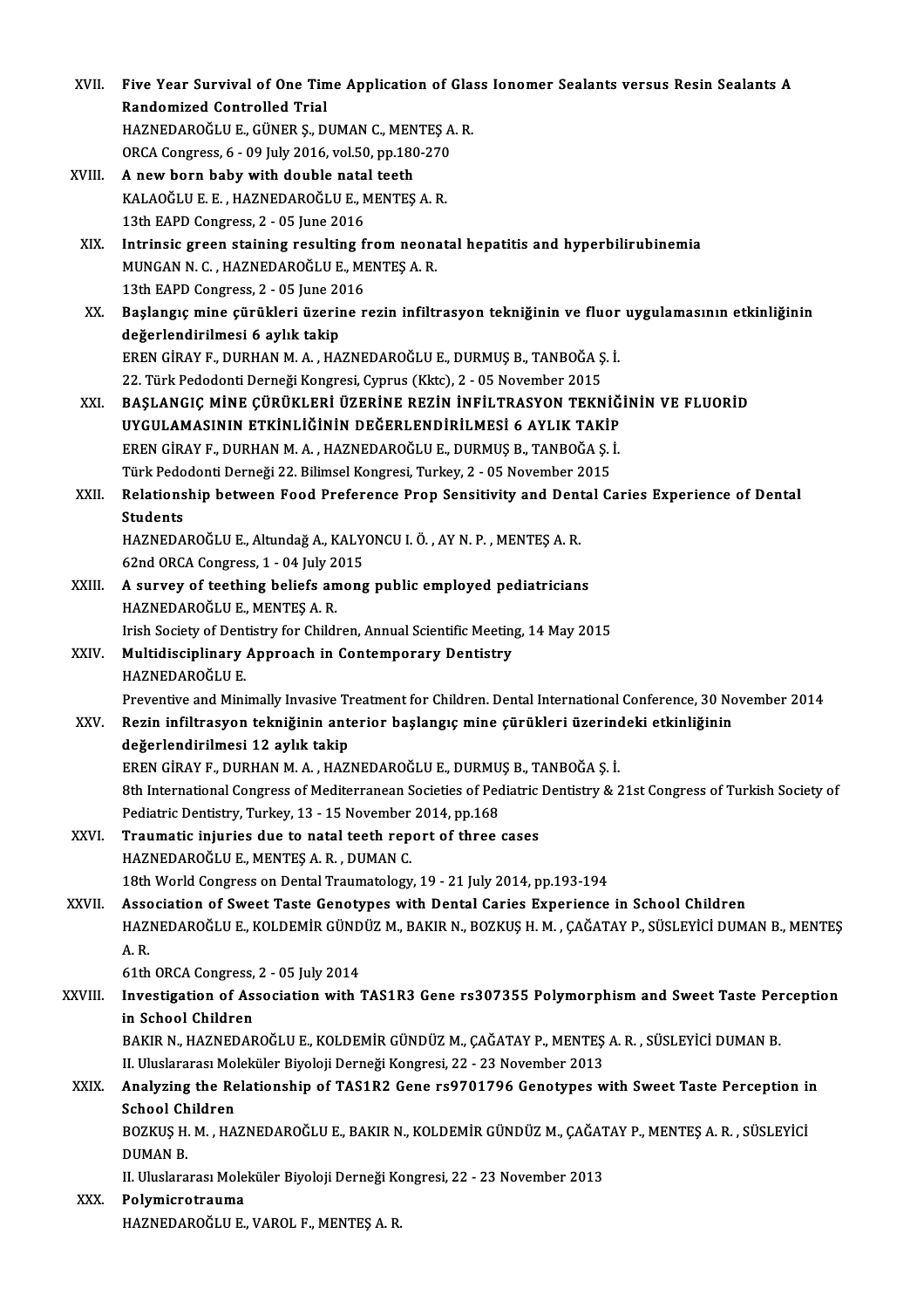XVII. **Five Year Survival of One Time Application of Glass Ionomer Sealants versus Resin Sealants A Randomized Controlled Trial**
HAZNEDAROĞLU E., GÜNER Ş., DUMAN C., MENTEŞ A. R.
ORCA Congress, 6 - 09 July 2016, vol.50, pp.180-270

XVIII. **A new born baby with double natal teeth**
KALAOĞLU E. E. , HAZNEDAROĞLU E., MENTEŞ A. R.
13th EAPD Congress, 2 - 05 June 2016

XIX. **Intrinsic green staining resulting from neonatal hepatitis and hyperbilirubinemia**
MUNGAN N. C. , HAZNEDAROĞLU E., MENTEŞ A. R.
13th EAPD Congress, 2 - 05 June 2016

XX. **Başlangıç mine çürükleri üzerine rezin infiltrasyon tekniğinin ve fluor uygulamasının etkinliğinin değerlendirilmesi 6 aylık takip**
EREN GİRAY F., DURHAN M. A. , HAZNEDAROĞLU E., DURMUŞ B., TANBOĞA Ş. İ.
22. Türk Pedodonti Derneği Kongresi, Cyprus (Kktc), 2 - 05 November 2015

XXI. **BAŞLANGIÇ MİNE ÇÜRÜKLERİ ÜZERİNE REZİN İNFİLTRASYON TEKNİĞİNİN VE FLUORİD UYGULAMASININ ETKİNLİĞİNİN DEĞERLENDİRİLMESİ 6 AYLIK TAKİP**
EREN GİRAY F., DURHAN M. A. , HAZNEDAROĞLU E., DURMUŞ B., TANBOĞA Ş. İ.
Türk Pedodonti Derneği 22. Bilimsel Kongresi, Turkey, 2 - 05 November 2015

XXII. **Relationship between Food Preference Prop Sensitivity and Dental Caries Experience of Dental Students**
HAZNEDAROĞLU E., Altundağ A., KALYONCU I. Ö. , AY N. P. , MENTEŞ A. R.
62nd ORCA Congress, 1 - 04 July 2015

XXIII. **A survey of teething beliefs among public employed pediatricians**
HAZNEDAROĞLU E., MENTEŞ A. R.
Irish Society of Dentistry for Children, Annual Scientific Meeting, 14 May 2015

XXIV. **Multidisciplinary Approach in Contemporary Dentistry**
HAZNEDAROĞLU E.
Preventive and Minimally Invasive Treatment for Children. Dental International Conference, 30 November 2014

XXV. **Rezin infiltrasyon tekniğinin anterior başlangıç mine çürükleri üzerindeki etkinliğinin değerlendirilmesi 12 aylık takip**
EREN GİRAY F., DURHAN M. A. , HAZNEDAROĞLU E., DURMUŞ B., TANBOĞA Ş. İ.
8th International Congress of Mediterranean Societies of Pediatric Dentistry & 21st Congress of Turkish Society of Pediatric Dentistry, Turkey, 13 - 15 November 2014, pp.168

XXVI. **Traumatic injuries due to natal teeth report of three cases**
HAZNEDAROĞLU E., MENTEŞ A. R. , DUMAN C.
18th World Congress on Dental Traumatology, 19 - 21 July 2014, pp.193-194

XXVII. **Association of Sweet Taste Genotypes with Dental Caries Experience in School Children**
HAZNEDAROĞLU E., KOLDEMİR GÜNDÜZ M., BAKIR N., BOZKUŞ H. M. , ÇAĞATAY P., SÜSLEYİCİ DUMAN B., MENTEŞ A. R.
61th ORCA Congress, 2 - 05 July 2014

XXVIII. **Investigation of Association with TAS1R3 Gene rs307355 Polymorphism and Sweet Taste Perception in School Children**
BAKIR N., HAZNEDAROĞLU E., KOLDEMİR GÜNDÜZ M., ÇAĞATAY P., MENTEŞ A. R. , SÜSLEYİCİ DUMAN B.
II. Uluslararası Moleküler Biyoloji Derneği Kongresi, 22 - 23 November 2013

XXIX. **Analyzing the Relationship of TAS1R2 Gene rs9701796 Genotypes with Sweet Taste Perception in School Children**
BOZKUŞ H. M. , HAZNEDAROĞLU E., BAKIR N., KOLDEMİR GÜNDÜZ M., ÇAĞATAY P., MENTEŞ A. R. , SÜSLEYİCİ DUMAN B.
II. Uluslararası Moleküler Biyoloji Derneği Kongresi, 22 - 23 November 2013

XXX. **Polymicrotrauma**
HAZNEDAROĞLU E., VAROL F., MENTEŞ A. R.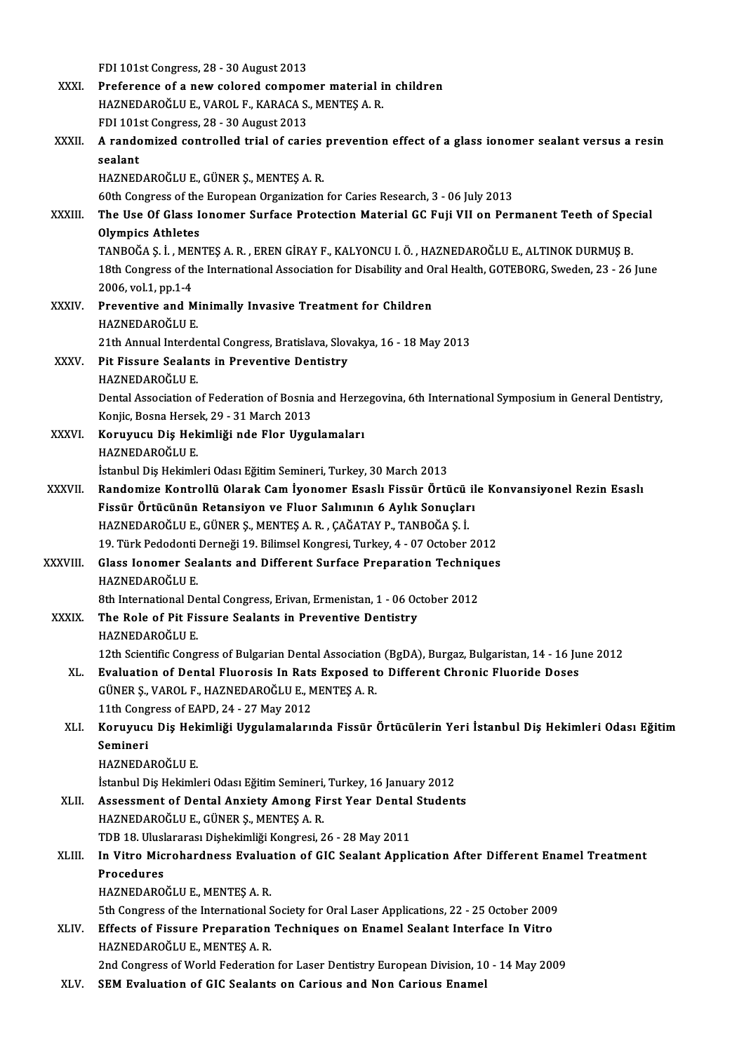FDI 101st Congress, 28 - 30 August 2013

XXXI. **Preference of a new colored compomer material in children**
HAZNEDAROĞLU E., VAROL F., KARACA S., MENTEŞ A. R.
FDI 101st Congress, 28 - 30 August 2013

XXXII. **A randomized controlled trial of caries prevention effect of a glass ionomer sealant versus a resin sealant**
HAZNEDAROĞLU E., GÜNER Ş., MENTEŞ A. R.
60th Congress of the European Organization for Caries Research, 3 - 06 July 2013

XXXIII. **The Use Of Glass Ionomer Surface Protection Material GC Fuji VII on Permanent Teeth of Special Olympics Athletes**
TANBOĞA Ş. İ. , MENTEŞ A. R. , EREN GİRAY F., KALYONCU I. Ö. , HAZNEDAROĞLU E., ALTINOK DURMUŞ B.
18th Congress of the International Association for Disability and Oral Health, GOTEBORG, Sweden, 23 - 26 June 2006, vol.1, pp.1-4

XXXIV. **Preventive and Minimally Invasive Treatment for Children**
HAZNEDAROĞLU E.
21th Annual Interdental Congress, Bratislava, Slovakya, 16 - 18 May 2013

XXXV. **Pit Fissure Sealants in Preventive Dentistry**
HAZNEDAROĞLU E.
Dental Association of Federation of Bosnia and Herzegovina, 6th International Symposium in General Dentistry, Konjic, Bosna Hersek, 29 - 31 March 2013

XXXVI. **Koruyucu Diş Hekimliği nde Flor Uygulamaları**
HAZNEDAROĞLU E.
İstanbul Diş Hekimleri Odası Eğitim Semineri, Turkey, 30 March 2013

XXXVII. **Randomize Kontrollü Olarak Cam İyonomer Esaslı Fissür Örtücü ile Konvansiyonel Rezin Esaslı Fissür Örtücünün Retansiyon ve Fluor Salımının 6 Aylık Sonuçları**
HAZNEDAROĞLU E., GÜNER Ş., MENTEŞ A. R. , ÇAĞATAY P., TANBOĞA Ş. İ.
19. Türk Pedodonti Derneği 19. Bilimsel Kongresi, Turkey, 4 - 07 October 2012

XXXVIII. **Glass Ionomer Sealants and Different Surface Preparation Techniques**
HAZNEDAROĞLU E.
8th International Dental Congress, Erivan, Ermenistan, 1 - 06 October 2012

XXXIX. **The Role of Pit Fissure Sealants in Preventive Dentistry**
HAZNEDAROĞLU E.
12th Scientific Congress of Bulgarian Dental Association (BgDA), Burgaz, Bulgaristan, 14 - 16 June 2012

XL. **Evaluation of Dental Fluorosis In Rats Exposed to Different Chronic Fluoride Doses**
GÜNER Ş., VAROL F., HAZNEDAROĞLU E., MENTEŞ A. R.
11th Congress of EAPD, 24 - 27 May 2012

XLI. **Koruyucu Diş Hekimliği Uygulamalarında Fissür Örtücülerin Yeri İstanbul Diş Hekimleri Odası Eğitim Semineri**
HAZNEDAROĞLU E.
İstanbul Diş Hekimleri Odası Eğitim Semineri, Turkey, 16 January 2012

XLII. **Assessment of Dental Anxiety Among First Year Dental Students**
HAZNEDAROĞLU E., GÜNER Ş., MENTEŞ A. R.
TDB 18. Uluslararası Dişhekimliği Kongresi, 26 - 28 May 2011

XLIII. **In Vitro Microhardness Evaluation of GIC Sealant Application After Different Enamel Treatment Procedures**
HAZNEDAROĞLU E., MENTEŞ A. R.
5th Congress of the International Society for Oral Laser Applications, 22 - 25 October 2009

XLIV. **Effects of Fissure Preparation Techniques on Enamel Sealant Interface In Vitro**
HAZNEDAROĞLU E., MENTEŞ A. R.
2nd Congress of World Federation for Laser Dentistry European Division, 10 - 14 May 2009

XLV. **SEM Evaluation of GIC Sealants on Carious and Non Carious Enamel**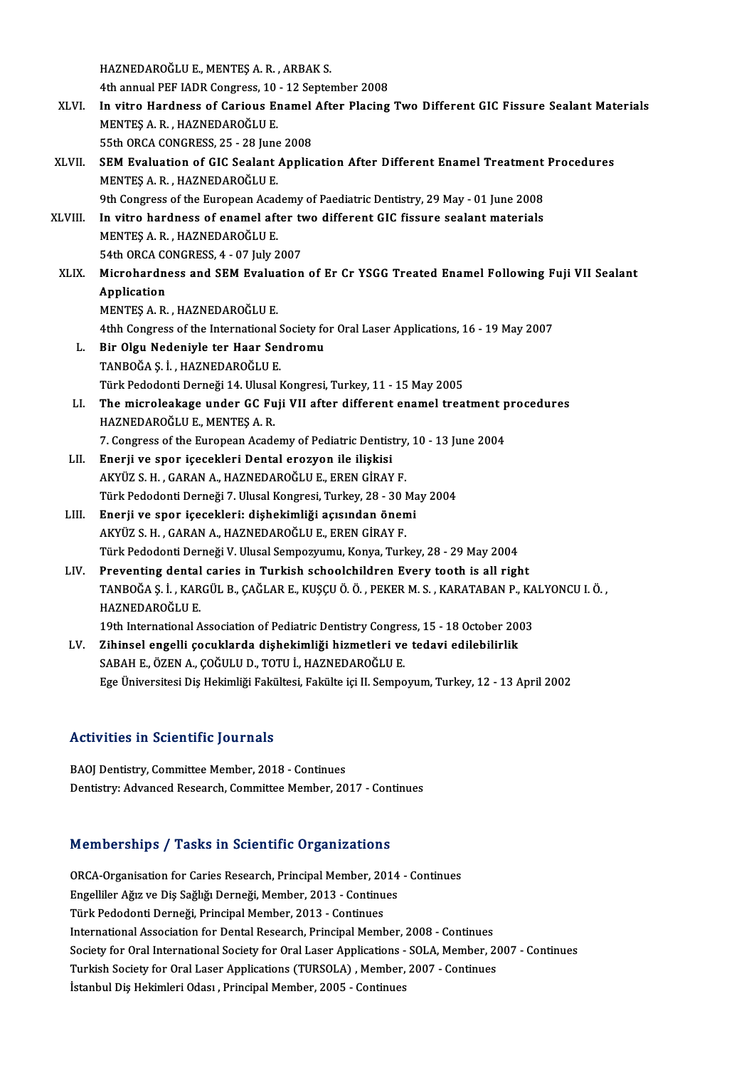HAZNEDAROĞLU E., MENTEŞ A. R. , ARBAK S.
4th annual PEF IADR Congress, 10 - 12 September 2008

XLVI. **In vitro Hardness of Carious Enamel After Placing Two Different GIC Fissure Sealant Materials**
MENTEŞ A. R. , HAZNEDAROĞLU E.
55th ORCA CONGRESS, 25 - 28 June 2008

XLVII. **SEM Evaluation of GIC Sealant Application After Different Enamel Treatment Procedures**
MENTEŞ A. R. , HAZNEDAROĞLU E.
9th Congress of the European Academy of Paediatric Dentistry, 29 May - 01 June 2008

XLVIII. **In vitro hardness of enamel after two different GIC fissure sealant materials**
MENTEŞ A. R. , HAZNEDAROĞLU E.
54th ORCA CONGRESS, 4 - 07 July 2007

XLIX. **Microhardness and SEM Evaluation of Er Cr YSGG Treated Enamel Following Fuji VII Sealant Application**
MENTEŞ A. R. , HAZNEDAROĞLU E.
4thh Congress of the International Society for Oral Laser Applications, 16 - 19 May 2007

L. **Bir Olgu Nedeniyle ter Haar Sendromu**
TANBOĞA Ş. İ. , HAZNEDAROĞLU E.
Türk Pedodonti Derneği 14. Ulusal Kongresi, Turkey, 11 - 15 May 2005

LI. **The microleakage under GC Fuji VII after different enamel treatment procedures**
HAZNEDAROĞLU E., MENTEŞ A. R.
7. Congress of the European Academy of Pediatric Dentistry, 10 - 13 June 2004

LII. **Enerji ve spor içecekleri Dental erozyon ile ilişkisi**
AKYÜZ S. H. , GARAN A., HAZNEDAROĞLU E., EREN GİRAY F.
Türk Pedodonti Derneği 7. Ulusal Kongresi, Turkey, 28 - 30 May 2004

LIII. **Enerji ve spor içecekleri: dişhekimliği açısından önemi**
AKYÜZ S. H. , GARAN A., HAZNEDAROĞLU E., EREN GİRAY F.
Türk Pedodonti Derneği V. Ulusal Sempozyumu, Konya, Turkey, 28 - 29 May 2004

LIV. **Preventing dental caries in Turkish schoolchildren Every tooth is all right**
TANBOĞA Ş. İ. , KARGÜL B., ÇAĞLAR E., KUŞÇU Ö. Ö. , PEKER M. S. , KARATABAN P., KALYONCU I. Ö. , HAZNEDAROĞLU E.
19th International Association of Pediatric Dentistry Congress, 15 - 18 October 2003

LV. **Zihinsel engelli çocuklarda dişhekimliği hizmetleri ve tedavi edilebilirlik**
SABAH E., ÖZEN A., ÇOĞULU D., TOTU İ., HAZNEDAROĞLU E.
Ege Üniversitesi Diş Hekimliği Fakültesi, Fakülte içi II. Sempoyum, Turkey, 12 - 13 April 2002

## Activities in Scientific Journals

BAOJ Dentistry, Committee Member, 2018 - Continues
Dentistry: Advanced Research, Committee Member, 2017 - Continues

## Memberships / Tasks in Scientific Organizations

ORCA-Organisation for Caries Research, Principal Member, 2014 - Continues
Engelliler Ağız ve Diş Sağlığı Derneği, Member, 2013 - Continues
Türk Pedodonti Derneği, Principal Member, 2013 - Continues
International Association for Dental Research, Principal Member, 2008 - Continues
Society for Oral International Society for Oral Laser Applications - SOLA, Member, 2007 - Continues
Turkish Society for Oral Laser Applications (TURSOLA) , Member, 2007 - Continues
İstanbul Diş Hekimleri Odası , Principal Member, 2005 - Continues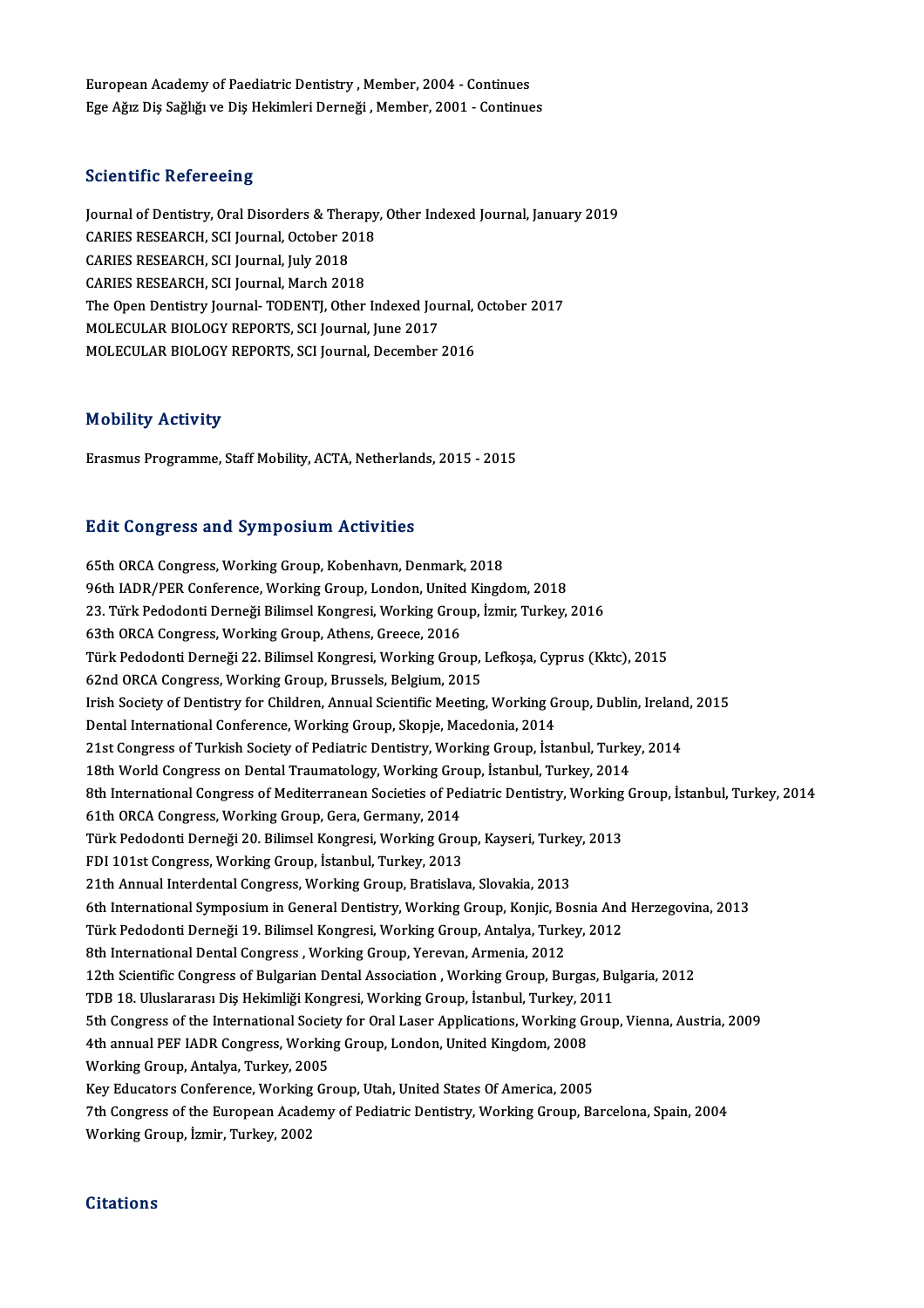European Academy of Paediatric Dentistry , Member, 2004 - Continues
Ege Ağız Diş Sağlığı ve Diş Hekimleri Derneği , Member, 2001 - Continues

## Scientific Refereeing

Journal of Dentistry, Oral Disorders & Therapy, Other Indexed Journal, January 2019
CARIES RESEARCH, SCI Journal, October 2018
CARIES RESEARCH, SCI Journal, July 2018
CARIES RESEARCH, SCI Journal, March 2018
The Open Dentistry Journal- TODENTJ, Other Indexed Journal, October 2017
MOLECULAR BIOLOGY REPORTS, SCI Journal, June 2017
MOLECULAR BIOLOGY REPORTS, SCI Journal, December 2016

## Mobility Activity

Erasmus Programme, Staff Mobility, ACTA, Netherlands, 2015 - 2015

## Edit Congress and Symposium Activities

65th ORCA Congress, Working Group, Kobenhavn, Denmark, 2018
96th IADR/PER Conference, Working Group, London, United Kingdom, 2018
23. Türk Pedodonti Derneği Bilimsel Kongresi, Working Group, İzmir, Turkey, 2016
63th ORCA Congress, Working Group, Athens, Greece, 2016
Türk Pedodonti Derneği 22. Bilimsel Kongresi, Working Group, Lefkoşa, Cyprus (Kktc), 2015
62nd ORCA Congress, Working Group, Brussels, Belgium, 2015
Irish Society of Dentistry for Children, Annual Scientific Meeting, Working Group, Dublin, Ireland, 2015
Dental International Conference, Working Group, Skopje, Macedonia, 2014
21st Congress of Turkish Society of Pediatric Dentistry, Working Group, İstanbul, Turkey, 2014
18th World Congress on Dental Traumatology, Working Group, İstanbul, Turkey, 2014
8th International Congress of Mediterranean Societies of Pediatric Dentistry, Working Group, İstanbul, Turkey, 2014
61th ORCA Congress, Working Group, Gera, Germany, 2014
Türk Pedodonti Derneği 20. Bilimsel Kongresi, Working Group, Kayseri, Turkey, 2013
FDI 101st Congress, Working Group, İstanbul, Turkey, 2013
21th Annual Interdental Congress, Working Group, Bratislava, Slovakia, 2013
6th International Symposium in General Dentistry, Working Group, Konjic, Bosnia And Herzegovina, 2013
Türk Pedodonti Derneği 19. Bilimsel Kongresi, Working Group, Antalya, Turkey, 2012
8th International Dental Congress , Working Group, Yerevan, Armenia, 2012
12th Scientific Congress of Bulgarian Dental Association , Working Group, Burgas, Bulgaria, 2012
TDB 18. Uluslararası Diş Hekimliği Kongresi, Working Group, İstanbul, Turkey, 2011
5th Congress of the International Society for Oral Laser Applications, Working Group, Vienna, Austria, 2009
4th annual PEF IADR Congress, Working Group, London, United Kingdom, 2008
Working Group, Antalya, Turkey, 2005
Key Educators Conference, Working Group, Utah, United States Of America, 2005
7th Congress of the European Academy of Pediatric Dentistry, Working Group, Barcelona, Spain, 2004
Working Group, İzmir, Turkey, 2002

## Citations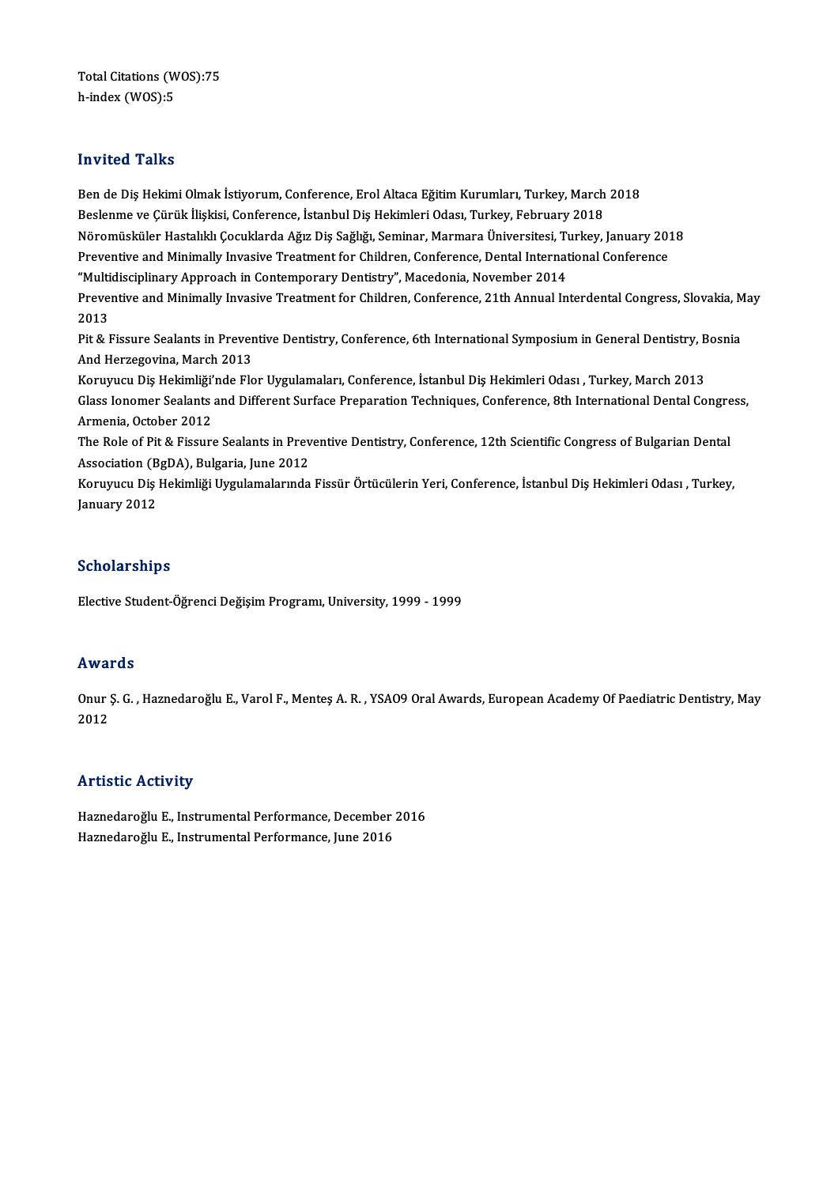Total Citations (WOS):75
h-index (WOS):5

## Invited Talks

Ben de Diş Hekimi Olmak İstiyorum, Conference, Erol Altaca Eğitim Kurumları, Turkey, March 2018
Beslenme ve Çürük İlişkisi, Conference, İstanbul Diş Hekimleri Odası, Turkey, February 2018
Nöromüsküler Hastalıklı Çocuklarda Ağız Diş Sağlığı, Seminar, Marmara Üniversitesi, Turkey, January 2018
Preventive and Minimally Invasive Treatment for Children, Conference, Dental International Conference "Multidisciplinary Approach in Contemporary Dentistry", Macedonia, November 2014
Preventive and Minimally Invasive Treatment for Children, Conference, 21th Annual Interdental Congress, Slovakia, May 2013
Pit & Fissure Sealants in Preventive Dentistry, Conference, 6th International Symposium in General Dentistry, Bosnia And Herzegovina, March 2013
Koruyucu Diş Hekimliği'nde Flor Uygulamaları, Conference, İstanbul Diş Hekimleri Odası , Turkey, March 2013
Glass Ionomer Sealants and Different Surface Preparation Techniques, Conference, 8th International Dental Congress, Armenia, October 2012
The Role of Pit & Fissure Sealants in Preventive Dentistry, Conference, 12th Scientific Congress of Bulgarian Dental Association (BgDA), Bulgaria, June 2012
Koruyucu Diş Hekimliği Uygulamalarında Fissür Örtücülerin Yeri, Conference, İstanbul Diş Hekimleri Odası , Turkey, January 2012

## Scholarships

Elective Student-Öğrenci Değişim Programı, University, 1999 - 1999

## Awards

Onur Ş. G. , Haznedaroğlu E., Varol F., Menteş A. R. , YSAO9 Oral Awards, European Academy Of Paediatric Dentistry, May 2012

## Artistic Activity

Haznedaroğlu E., Instrumental Performance, December 2016
Haznedaroğlu E., Instrumental Performance, June 2016